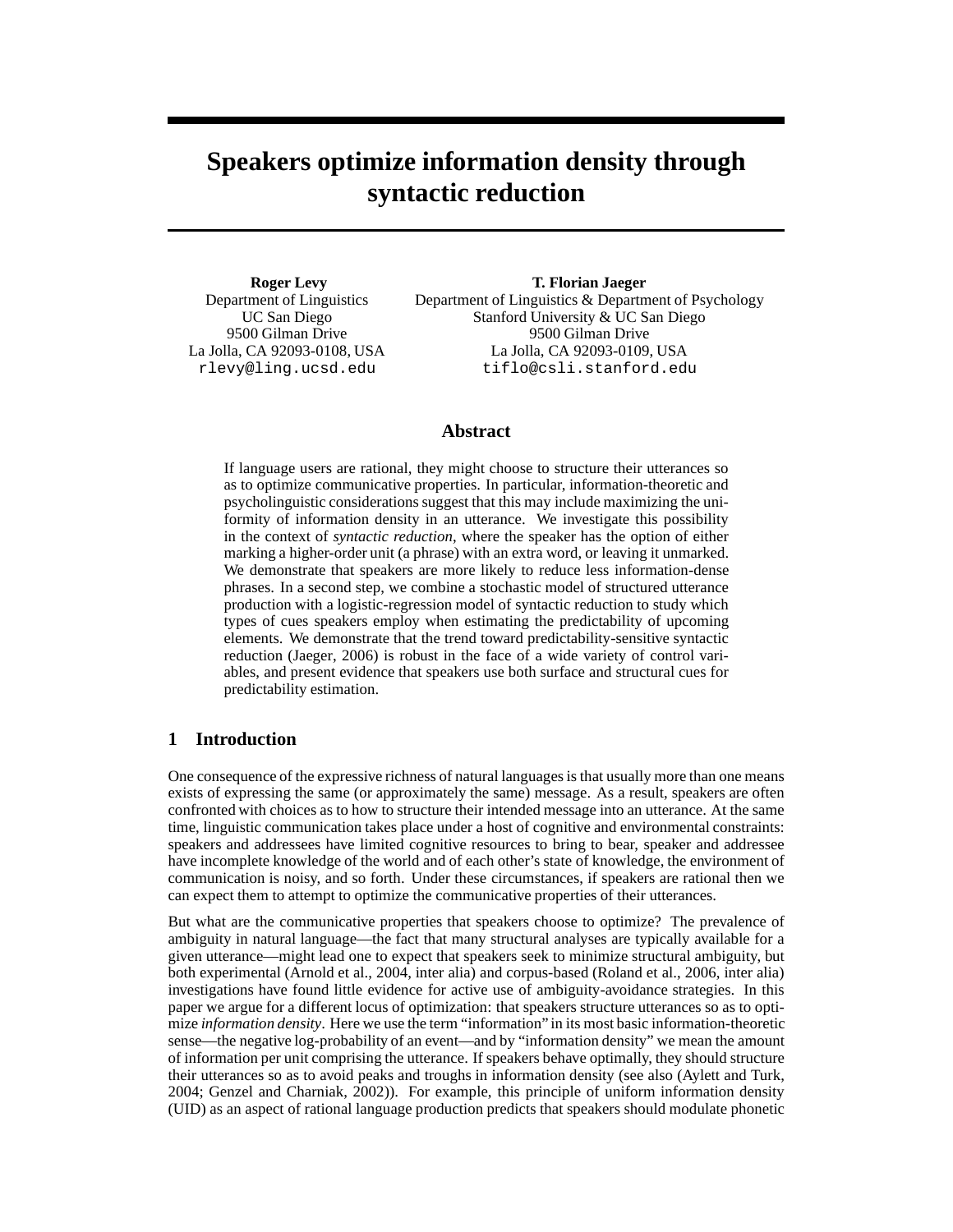# Speakers optimize information density through syntactic reduction

**Roger Levy**
Department of Linguistics
UC San Diego
9500 Gilman Drive
La Jolla, CA 92093-0108, USA
rlevy@ling.ucsd.edu

**T. Florian Jaeger**
Department of Linguistics & Department of Psychology
Stanford University & UC San Diego
9500 Gilman Drive
La Jolla, CA 92093-0109, USA
tiflo@csli.stanford.edu

## Abstract

If language users are rational, they might choose to structure their utterances so as to optimize communicative properties. In particular, information-theoretic and psycholinguistic considerations suggest that this may include maximizing the uniformity of information density in an utterance. We investigate this possibility in the context of *syntactic reduction*, where the speaker has the option of either marking a higher-order unit (a phrase) with an extra word, or leaving it unmarked. We demonstrate that speakers are more likely to reduce less information-dense phrases. In a second step, we combine a stochastic model of structured utterance production with a logistic-regression model of syntactic reduction to study which types of cues speakers employ when estimating the predictability of upcoming elements. We demonstrate that the trend toward predictability-sensitive syntactic reduction (Jaeger, 2006) is robust in the face of a wide variety of control variables, and present evidence that speakers use both surface and structural cues for predictability estimation.

## 1 Introduction

One consequence of the expressive richness of natural languages is that usually more than one means exists of expressing the same (or approximately the same) message. As a result, speakers are often confronted with choices as to how to structure their intended message into an utterance. At the same time, linguistic communication takes place under a host of cognitive and environmental constraints: speakers and addressees have limited cognitive resources to bring to bear, speaker and addressee have incomplete knowledge of the world and of each other's state of knowledge, the environment of communication is noisy, and so forth. Under these circumstances, if speakers are rational then we can expect them to attempt to optimize the communicative properties of their utterances.

But what are the communicative properties that speakers choose to optimize? The prevalence of ambiguity in natural language—the fact that many structural analyses are typically available for a given utterance—might lead one to expect that speakers seek to minimize structural ambiguity, but both experimental (Arnold et al., 2004, inter alia) and corpus-based (Roland et al., 2006, inter alia) investigations have found little evidence for active use of ambiguity-avoidance strategies. In this paper we argue for a different locus of optimization: that speakers structure utterances so as to optimize *information density*. Here we use the term "information" in its most basic information-theoretic sense—the negative log-probability of an event—and by "information density" we mean the amount of information per unit comprising the utterance. If speakers behave optimally, they should structure their utterances so as to avoid peaks and troughs in information density (see also (Aylett and Turk, 2004; Genzel and Charniak, 2002)). For example, this principle of uniform information density (UID) as an aspect of rational language production predicts that speakers should modulate phonetic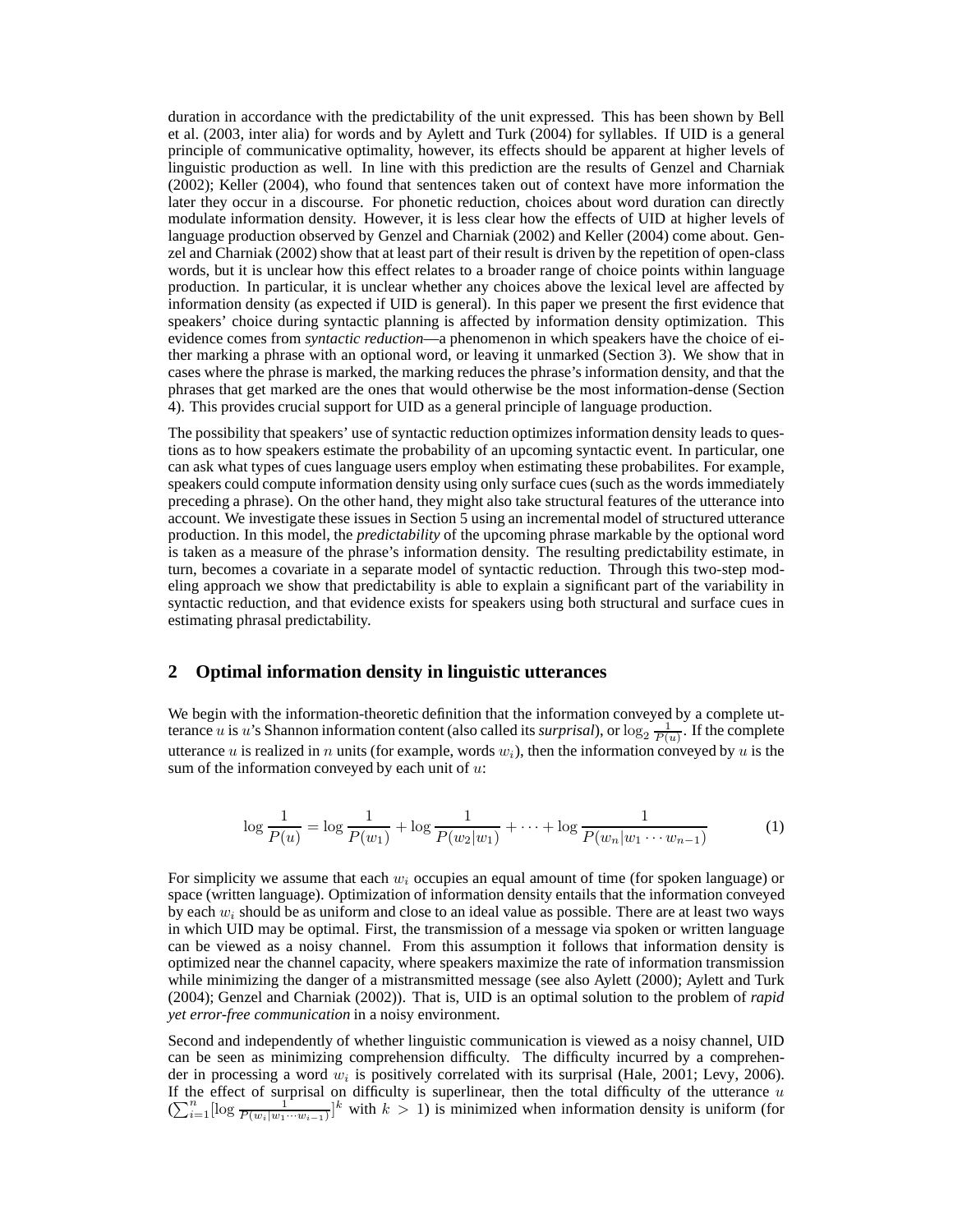duration in accordance with the predictability of the unit expressed. This has been shown by Bell et al. (2003, inter alia) for words and by Aylett and Turk (2004) for syllables. If UID is a general principle of communicative optimality, however, its effects should be apparent at higher levels of linguistic production as well. In line with this prediction are the results of Genzel and Charniak (2002); Keller (2004), who found that sentences taken out of context have more information the later they occur in a discourse. For phonetic reduction, choices about word duration can directly modulate information density. However, it is less clear how the effects of UID at higher levels of language production observed by Genzel and Charniak (2002) and Keller (2004) come about. Genzel and Charniak (2002) show that at least part of their result is driven by the repetition of open-class words, but it is unclear how this effect relates to a broader range of choice points within language production. In particular, it is unclear whether any choices above the lexical level are affected by information density (as expected if UID is general). In this paper we present the first evidence that speakers' choice during syntactic planning is affected by information density optimization. This evidence comes from *syntactic reduction*—a phenomenon in which speakers have the choice of either marking a phrase with an optional word, or leaving it unmarked (Section 3). We show that in cases where the phrase is marked, the marking reduces the phrase's information density, and that the phrases that get marked are the ones that would otherwise be the most information-dense (Section 4). This provides crucial support for UID as a general principle of language production.

The possibility that speakers' use of syntactic reduction optimizes information density leads to questions as to how speakers estimate the probability of an upcoming syntactic event. In particular, one can ask what types of cues language users employ when estimating these probabilites. For example, speakers could compute information density using only surface cues (such as the words immediately preceding a phrase). On the other hand, they might also take structural features of the utterance into account. We investigate these issues in Section 5 using an incremental model of structured utterance production. In this model, the *predictability* of the upcoming phrase markable by the optional word is taken as a measure of the phrase's information density. The resulting predictability estimate, in turn, becomes a covariate in a separate model of syntactic reduction. Through this two-step modeling approach we show that predictability is able to explain a significant part of the variability in syntactic reduction, and that evidence exists for speakers using both structural and surface cues in estimating phrasal predictability.

## 2 Optimal information density in linguistic utterances

We begin with the information-theoretic definition that the information conveyed by a complete utterance $u$ is $u$'s Shannon information content (also called its *surprisal*), or $\log_2 \frac{1}{P(u)}$. If the complete utterance $u$ is realized in $n$ units (for example, words $w_i$), then the information conveyed by $u$ is the sum of the information conveyed by each unit of $u$:

$$\log \frac{1}{P(u)} = \log \frac{1}{P(w_1)} + \log \frac{1}{P(w_2|w_1)} + \cdots + \log \frac{1}{P(w_n|w_1 \cdots w_{n-1})} \tag{1}$$

For simplicity we assume that each $w_i$ occupies an equal amount of time (for spoken language) or space (written language). Optimization of information density entails that the information conveyed by each $w_i$ should be as uniform and close to an ideal value as possible. There are at least two ways in which UID may be optimal. First, the transmission of a message via spoken or written language can be viewed as a noisy channel. From this assumption it follows that information density is optimized near the channel capacity, where speakers maximize the rate of information transmission while minimizing the danger of a mistransmitted message (see also Aylett (2000); Aylett and Turk (2004); Genzel and Charniak (2002)). That is, UID is an optimal solution to the problem of *rapid yet error-free communication* in a noisy environment.

Second and independently of whether linguistic communication is viewed as a noisy channel, UID can be seen as minimizing comprehension difficulty. The difficulty incurred by a comprehender in processing a word $w_i$ is positively correlated with its surprisal (Hale, 2001; Levy, 2006). If the effect of surprisal on difficulty is superlinear, then the total difficulty of the utterance $u$ ($\sum_{i=1}^{n}[\log \frac{1}{P(w_i|w_1 \cdots w_{i-1})}]^k$ with $k > 1$) is minimized when information density is uniform (for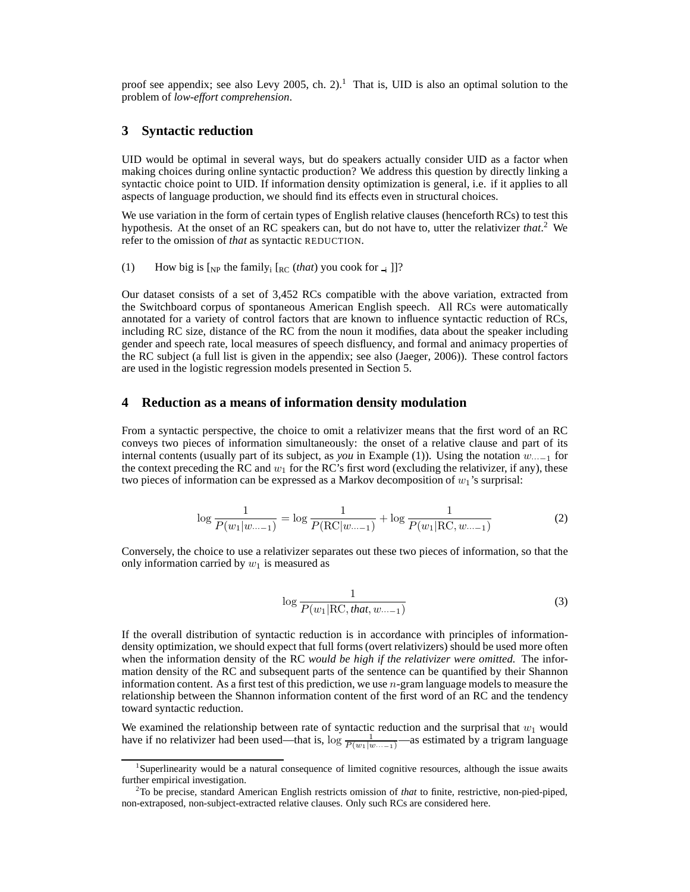proof see appendix; see also Levy 2005, ch. 2).[1] That is, UID is also an optimal solution to the problem of *low-effort comprehension*.

## 3 Syntactic reduction

UID would be optimal in several ways, but do speakers actually consider UID as a factor when making choices during online syntactic production? We address this question by directly linking a syntactic choice point to UID. If information density optimization is general, i.e. if it applies to all aspects of language production, we should find its effects even in structural choices.

We use variation in the form of certain types of English relative clauses (henceforth RCs) to test this hypothesis. At the onset of an RC speakers can, but do not have to, utter the relativizer *that*.[2] We refer to the omission of *that* as syntactic REDUCTION.

(1) How big is [$_{\text{NP}}$ the family$_i$ [$_{\text{RC}}$ (*that*) you cook for $\_{i}$ ]]?

Our dataset consists of a set of 3,452 RCs compatible with the above variation, extracted from the Switchboard corpus of spontaneous American English speech. All RCs were automatically annotated for a variety of control factors that are known to influence syntactic reduction of RCs, including RC size, distance of the RC from the noun it modifies, data about the speaker including gender and speech rate, local measures of speech disfluency, and formal and animacy properties of the RC subject (a full list is given in the appendix; see also (Jaeger, 2006)). These control factors are used in the logistic regression models presented in Section 5.

## 4 Reduction as a means of information density modulation

From a syntactic perspective, the choice to omit a relativizer means that the first word of an RC conveys two pieces of information simultaneously: the onset of a relative clause and part of its internal contents (usually part of its subject, as *you* in Example (1)). Using the notation $w_{\cdots-1}$ for the context preceding the RC and $w_1$ for the RC's first word (excluding the relativizer, if any), these two pieces of information can be expressed as a Markov decomposition of $w_1$'s surprisal:

$$\log \frac{1}{P(w_1|w_{\cdots-1})} = \log \frac{1}{P(\text{RC}|w_{\cdots-1})} + \log \frac{1}{P(w_1|\text{RC}, w_{\cdots-1})} \tag{2}$$

Conversely, the choice to use a relativizer separates out these two pieces of information, so that the only information carried by $w_1$ is measured as

$$\log \frac{1}{P(w_1|\text{RC}, \textit{that}, w_{\cdots-1})} \tag{3}$$

If the overall distribution of syntactic reduction is in accordance with principles of information-density optimization, we should expect that full forms (overt relativizers) should be used more often when the information density of the RC *would be high if the relativizer were omitted.* The information density of the RC and subsequent parts of the sentence can be quantified by their Shannon information content. As a first test of this prediction, we use $n$-gram language models to measure the relationship between the Shannon information content of the first word of an RC and the tendency toward syntactic reduction.

We examined the relationship between rate of syntactic reduction and the surprisal that $w_1$ would have if no relativizer had been used—that is, $\log \frac{1}{P(w_1|w_{\cdots-1})}$—as estimated by a trigram language

[1] Superlinearity would be a natural consequence of limited cognitive resources, although the issue awaits further empirical investigation.

[2] To be precise, standard American English restricts omission of *that* to finite, restrictive, non-pied-piped, non-extraposed, non-subject-extracted relative clauses. Only such RCs are considered here.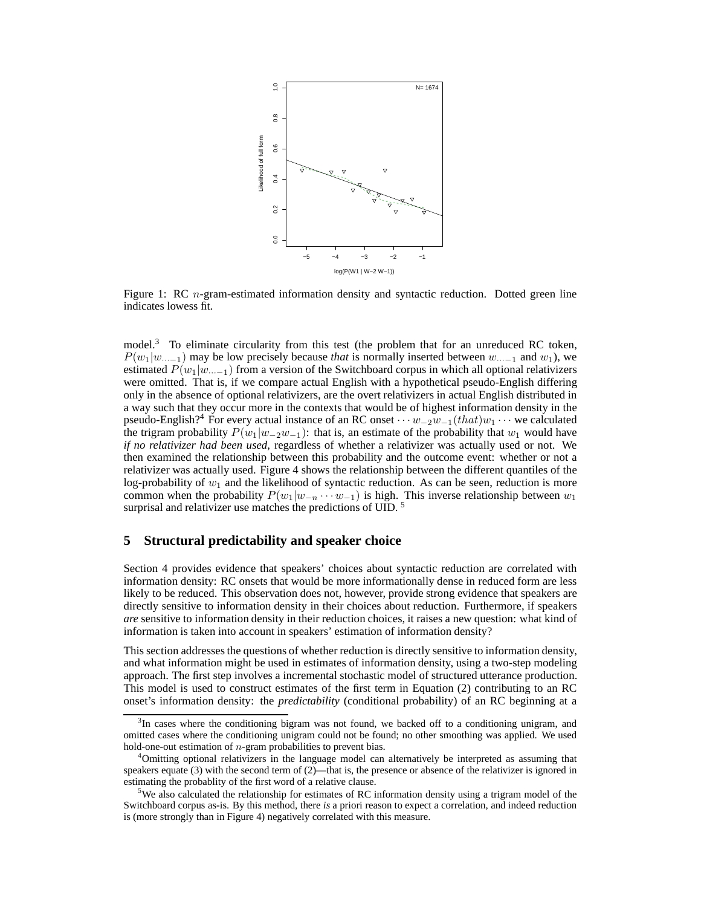Figure 1: RC $n$-gram-estimated information density and syntactic reduction. Dotted green line indicates lowess fit.

model.[3] To eliminate circularity from this test (the problem that for an unreduced RC token, $P(w_1|w_{\cdots-1})$ may be low precisely because *that* is normally inserted between $w_{\cdots-1}$ and $w_1$), we estimated $P(w_1|w_{\cdots-1})$ from a version of the Switchboard corpus in which all optional relativizers were omitted. That is, if we compare actual English with a hypothetical pseudo-English differing only in the absence of optional relativizers, are the overt relativizers in actual English distributed in a way such that they occur more in the contexts that would be of highest information density in the pseudo-English?[4] For every actual instance of an RC onset $\cdots w_{-2}w_{-1}(that)w_1\cdots$ we calculated the trigram probability $P(w_1|w_{-2}w_{-1})$: that is, an estimate of the probability that $w_1$ would have *if no relativizer had been used*, regardless of whether a relativizer was actually used or not. We then examined the relationship between this probability and the outcome event: whether or not a relativizer was actually used. Figure 4 shows the relationship between the different quantiles of the log-probability of $w_1$ and the likelihood of syntactic reduction. As can be seen, reduction is more common when the probability $P(w_1|w_{-n}\cdots w_{-1})$ is high. This inverse relationship between $w_1$ surprisal and relativizer use matches the predictions of UID. [5]

## 5 Structural predictability and speaker choice

Section 4 provides evidence that speakers' choices about syntactic reduction are correlated with information density: RC onsets that would be more informationally dense in reduced form are less likely to be reduced. This observation does not, however, provide strong evidence that speakers are directly sensitive to information density in their choices about reduction. Furthermore, if speakers *are* sensitive to information density in their reduction choices, it raises a new question: what kind of information is taken into account in speakers' estimation of information density?

This section addresses the questions of whether reduction is directly sensitive to information density, and what information might be used in estimates of information density, using a two-step modeling approach. The first step involves a incremental stochastic model of structured utterance production. This model is used to construct estimates of the first term in Equation (2) contributing to an RC onset's information density: the *predictability* (conditional probability) of an RC beginning at a

[3] In cases where the conditioning bigram was not found, we backed off to a conditioning unigram, and omitted cases where the conditioning unigram could not be found; no other smoothing was applied. We used hold-one-out estimation of $n$-gram probabilities to prevent bias.

[4] Omitting optional relativizers in the language model can alternatively be interpreted as assuming that speakers equate (3) with the second term of (2)—that is, the presence or absence of the relativizer is ignored in estimating the probablity of the first word of a relative clause.

[5] We also calculated the relationship for estimates of RC information density using a trigram model of the Switchboard corpus as-is. By this method, there *is* a priori reason to expect a correlation, and indeed reduction is (more strongly than in Figure 4) negatively correlated with this measure.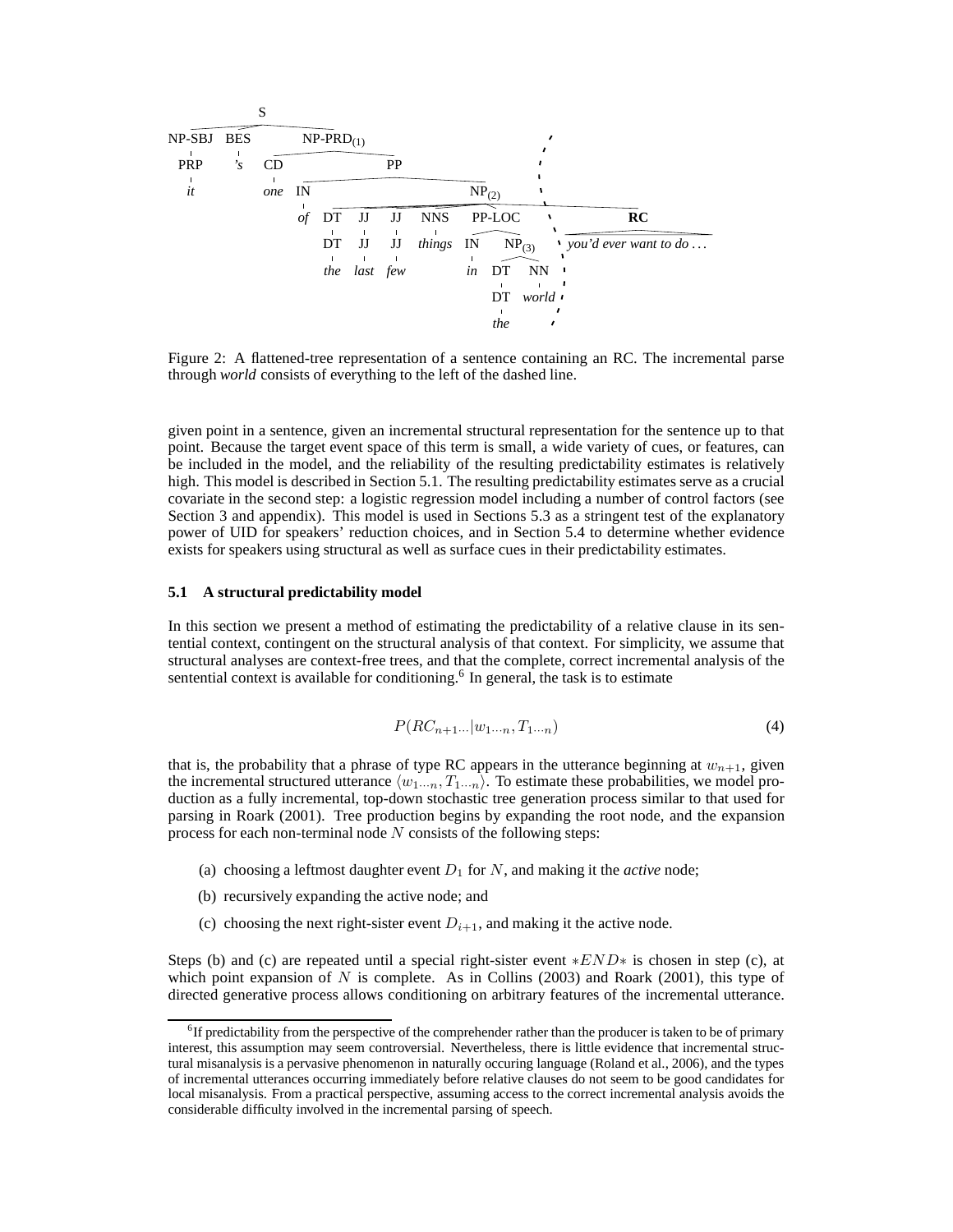Figure 2: A flattened-tree representation of a sentence containing an RC. The incremental parse through *world* consists of everything to the left of the dashed line.

given point in a sentence, given an incremental structural representation for the sentence up to that point. Because the target event space of this term is small, a wide variety of cues, or features, can be included in the model, and the reliability of the resulting predictability estimates is relatively high. This model is described in Section 5.1. The resulting predictability estimates serve as a crucial covariate in the second step: a logistic regression model including a number of control factors (see Section 3 and appendix). This model is used in Sections 5.3 as a stringent test of the explanatory power of UID for speakers' reduction choices, and in Section 5.4 to determine whether evidence exists for speakers using structural as well as surface cues in their predictability estimates.

### 5.1 A structural predictability model

In this section we present a method of estimating the predictability of a relative clause in its sentential context, contingent on the structural analysis of that context. For simplicity, we assume that structural analyses are context-free trees, and that the complete, correct incremental analysis of the sentential context is available for conditioning.[6] In general, the task is to estimate

$$P(RC_{n+1\cdots}|w_{1\cdots n}, T_{1\cdots n}) \tag{4}$$

that is, the probability that a phrase of type RC appears in the utterance beginning at $w_{n+1}$, given the incremental structured utterance $\langle w_{1\cdots n}, T_{1\cdots n}\rangle$. To estimate these probabilities, we model production as a fully incremental, top-down stochastic tree generation process similar to that used for parsing in Roark (2001). Tree production begins by expanding the root node, and the expansion process for each non-terminal node $N$ consists of the following steps:

(a) choosing a leftmost daughter event $D_1$ for $N$, and making it the *active* node;

(b) recursively expanding the active node; and

(c) choosing the next right-sister event $D_{i+1}$, and making it the active node.

Steps (b) and (c) are repeated until a special right-sister event $*END*$ is chosen in step (c), at which point expansion of $N$ is complete. As in Collins (2003) and Roark (2001), this type of directed generative process allows conditioning on arbitrary features of the incremental utterance.

[6] If predictability from the perspective of the comprehender rather than the producer is taken to be of primary interest, this assumption may seem controversial. Nevertheless, there is little evidence that incremental structural misanalysis is a pervasive phenomenon in naturally occuring language (Roland et al., 2006), and the types of incremental utterances occurring immediately before relative clauses do not seem to be good candidates for local misanalysis. From a practical perspective, assuming access to the correct incremental analysis avoids the considerable difficulty involved in the incremental parsing of speech.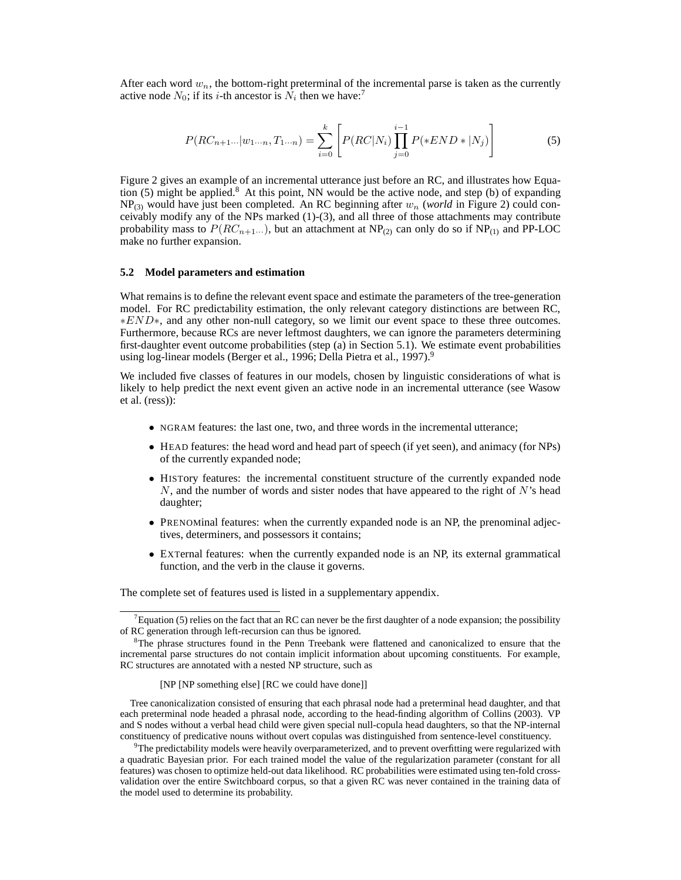After each word $w_n$, the bottom-right preterminal of the incremental parse is taken as the currently active node $N_0$; if its $i$-th ancestor is $N_i$ then we have:[7]

$$P(RC_{n+1\cdots}|w_{1\cdots n}, T_{1\cdots n}) = \sum_{i=0}^{k} \left[ P(RC|N_i) \prod_{j=0}^{i-1} P(*END*|N_j) \right] \tag{5}$$

Figure 2 gives an example of an incremental utterance just before an RC, and illustrates how Equation (5) might be applied.[8] At this point, NN would be the active node, and step (b) of expanding $\text{NP}_{(3)}$ would have just been completed. An RC beginning after $w_n$ (***world*** in Figure 2) could conceivably modify any of the NPs marked (1)-(3), and all three of those attachments may contribute probability mass to $P(RC_{n+1\cdots})$, but an attachment at $\text{NP}_{(2)}$ can only do so if $\text{NP}_{(1)}$ and PP-LOC make no further expansion.

### 5.2 Model parameters and estimation

What remains is to define the relevant event space and estimate the parameters of the tree-generation model. For RC predictability estimation, the only relevant category distinctions are between RC, $*END*$, and any other non-null category, so we limit our event space to these three outcomes. Furthermore, because RCs are never leftmost daughters, we can ignore the parameters determining first-daughter event outcome probabilities (step (a) in Section 5.1). We estimate event probabilities using log-linear models (Berger et al., 1996; Della Pietra et al., 1997).[9]

We included five classes of features in our models, chosen by linguistic considerations of what is likely to help predict the next event given an active node in an incremental utterance (see Wasow et al. (ress)):

- NGRAM features: the last one, two, and three words in the incremental utterance;
- HEAD features: the head word and head part of speech (if yet seen), and animacy (for NPs) of the currently expanded node;
- HISTory features: the incremental constituent structure of the currently expanded node $N$, and the number of words and sister nodes that have appeared to the right of $N$'s head daughter;
- PRENOMinal features: when the currently expanded node is an NP, the prenominal adjectives, determiners, and possessors it contains;
- EXTernal features: when the currently expanded node is an NP, its external grammatical function, and the verb in the clause it governs.

The complete set of features used is listed in a supplementary appendix.

---

[7] Equation (5) relies on the fact that an RC can never be the first daughter of a node expansion; the possibility of RC generation through left-recursion can thus be ignored.

[8] The phrase structures found in the Penn Treebank were flattened and canonicalized to ensure that the incremental parse structures do not contain implicit information about upcoming constituents. For example, RC structures are annotated with a nested NP structure, such as

[NP [NP something else] [RC we could have done]]

Tree canonicalization consisted of ensuring that each phrasal node had a preterminal head daughter, and that each preterminal node headed a phrasal node, according to the head-finding algorithm of Collins (2003). VP and S nodes without a verbal head child were given special null-copula head daughters, so that the NP-internal constituency of predicative nouns without overt copulas was distinguished from sentence-level constituency.

[9] The predictability models were heavily overparameterized, and to prevent overfitting were regularized with a quadratic Bayesian prior. For each trained model the value of the regularization parameter (constant for all features) was chosen to optimize held-out data likelihood. RC probabilities were estimated using ten-fold cross-validation over the entire Switchboard corpus, so that a given RC was never contained in the training data of the model used to determine its probability.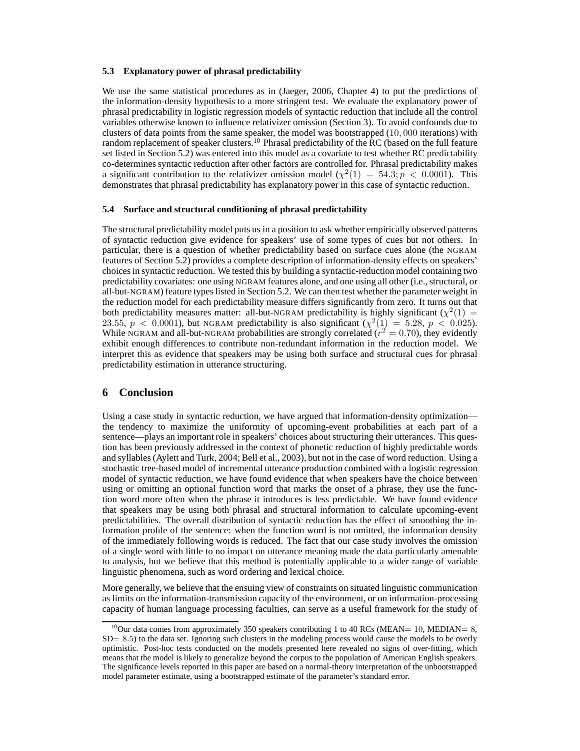### 5.3 Explanatory power of phrasal predictability

We use the same statistical procedures as in (Jaeger, 2006, Chapter 4) to put the predictions of the information-density hypothesis to a more stringent test. We evaluate the explanatory power of phrasal predictability in logistic regression models of syntactic reduction that include all the control variables otherwise known to influence relativizer omission (Section 3). To avoid confounds due to clusters of data points from the same speaker, the model was bootstrapped ($10,000$ iterations) with random replacement of speaker clusters.[10] Phrasal predictability of the RC (based on the full feature set listed in Section 5.2) was entered into this model as a covariate to test whether RC predictability co-determines syntactic reduction after other factors are controlled for. Phrasal predictability makes a significant contribution to the relativizer omission model ($\chi^2(1) = 54.3; p < 0.0001$). This demonstrates that phrasal predictability has explanatory power in this case of syntactic reduction.

### 5.4 Surface and structural conditioning of phrasal predictability

The structural predictability model puts us in a position to ask whether empirically observed patterns of syntactic reduction give evidence for speakers' use of some types of cues but not others. In particular, there is a question of whether predictability based on surface cues alone (the NGRAM features of Section 5.2) provides a complete description of information-density effects on speakers' choices in syntactic reduction. We tested this by building a syntactic-reduction model containing two predictability covariates: one using NGRAM features alone, and one using all other (i.e., structural, or all-but-NGRAM) feature types listed in Section 5.2. We can then test whether the parameter weight in the reduction model for each predictability measure differs significantly from zero. It turns out that both predictability measures matter: all-but-NGRAM predictability is highly significant ($\chi^2(1) = 23.55$, $p < 0.0001$), but NGRAM predictability is also significant ($\chi^2(1) = 5.28$, $p < 0.025$). While NGRAM and all-but-NGRAM probabilities are strongly correlated ($r^2 = 0.70$), they evidently exhibit enough differences to contribute non-redundant information in the reduction model. We interpret this as evidence that speakers may be using both surface and structural cues for phrasal predictability estimation in utterance structuring.

## 6 Conclusion

Using a case study in syntactic reduction, we have argued that information-density optimization—the tendency to maximize the uniformity of upcoming-event probabilities at each part of a sentence—plays an important role in speakers' choices about structuring their utterances. This question has been previously addressed in the context of phonetic reduction of highly predictable words and syllables (Aylett and Turk, 2004; Bell et al., 2003), but not in the case of word reduction. Using a stochastic tree-based model of incremental utterance production combined with a logistic regression model of syntactic reduction, we have found evidence that when speakers have the choice between using or omitting an optional function word that marks the onset of a phrase, they use the function word more often when the phrase it introduces is less predictable. We have found evidence that speakers may be using both phrasal and structural information to calculate upcoming-event predictabilities. The overall distribution of syntactic reduction has the effect of smoothing the information profile of the sentence: when the function word is not omitted, the information density of the immediately following words is reduced. The fact that our case study involves the omission of a single word with little to no impact on utterance meaning made the data particularly amenable to analysis, but we believe that this method is potentially applicable to a wider range of variable linguistic phenomena, such as word ordering and lexical choice.

More generally, we believe that the ensuing view of constraints on situated linguistic communication as limits on the information-transmission capacity of the environment, or on information-processing capacity of human language processing faculties, can serve as a useful framework for the study of

[10] Our data comes from approximately 350 speakers contributing 1 to 40 RCs (MEAN$= 10$, MEDIAN$= 8$, SD$= 8.5$) to the data set. Ignoring such clusters in the modeling process would cause the models to be overly optimistic. Post-hoc tests conducted on the models presented here revealed no signs of over-fitting, which means that the model is likely to generalize beyond the corpus to the population of American English speakers. The significance levels reported in this paper are based on a normal-theory interpretation of the unbootstrapped model parameter estimate, using a bootstrapped estimate of the parameter's standard error.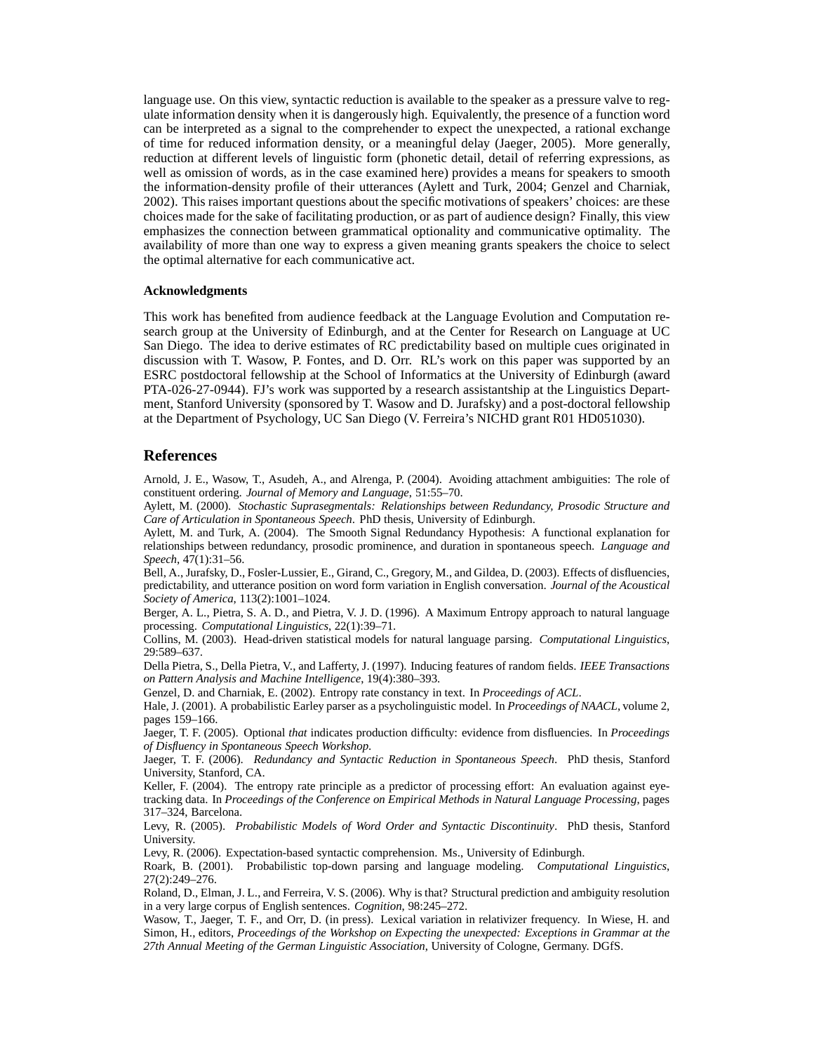language use. On this view, syntactic reduction is available to the speaker as a pressure valve to regulate information density when it is dangerously high. Equivalently, the presence of a function word can be interpreted as a signal to the comprehender to expect the unexpected, a rational exchange of time for reduced information density, or a meaningful delay (Jaeger, 2005). More generally, reduction at different levels of linguistic form (phonetic detail, detail of referring expressions, as well as omission of words, as in the case examined here) provides a means for speakers to smooth the information-density profile of their utterances (Aylett and Turk, 2004; Genzel and Charniak, 2002). This raises important questions about the specific motivations of speakers' choices: are these choices made for the sake of facilitating production, or as part of audience design? Finally, this view emphasizes the connection between grammatical optionality and communicative optimality. The availability of more than one way to express a given meaning grants speakers the choice to select the optimal alternative for each communicative act.

### Acknowledgments

This work has benefited from audience feedback at the Language Evolution and Computation research group at the University of Edinburgh, and at the Center for Research on Language at UC San Diego. The idea to derive estimates of RC predictability based on multiple cues originated in discussion with T. Wasow, P. Fontes, and D. Orr. RL's work on this paper was supported by an ESRC postdoctoral fellowship at the School of Informatics at the University of Edinburgh (award PTA-026-27-0944). FJ's work was supported by a research assistantship at the Linguistics Department, Stanford University (sponsored by T. Wasow and D. Jurafsky) and a post-doctoral fellowship at the Department of Psychology, UC San Diego (V. Ferreira's NICHD grant R01 HD051030).

## References

Arnold, J. E., Wasow, T., Asudeh, A., and Alrenga, P. (2004). Avoiding attachment ambiguities: The role of constituent ordering. *Journal of Memory and Language*, 51:55–70.

Aylett, M. (2000). *Stochastic Suprasegmentals: Relationships between Redundancy, Prosodic Structure and Care of Articulation in Spontaneous Speech*. PhD thesis, University of Edinburgh.

Aylett, M. and Turk, A. (2004). The Smooth Signal Redundancy Hypothesis: A functional explanation for relationships between redundancy, prosodic prominence, and duration in spontaneous speech. *Language and Speech*, 47(1):31–56.

Bell, A., Jurafsky, D., Fosler-Lussier, E., Girand, C., Gregory, M., and Gildea, D. (2003). Effects of disfluencies, predictability, and utterance position on word form variation in English conversation. *Journal of the Acoustical Society of America*, 113(2):1001–1024.

Berger, A. L., Pietra, S. A. D., and Pietra, V. J. D. (1996). A Maximum Entropy approach to natural language processing. *Computational Linguistics*, 22(1):39–71.

Collins, M. (2003). Head-driven statistical models for natural language parsing. *Computational Linguistics*, 29:589–637.

Della Pietra, S., Della Pietra, V., and Lafferty, J. (1997). Inducing features of random fields. *IEEE Transactions on Pattern Analysis and Machine Intelligence*, 19(4):380–393.

Genzel, D. and Charniak, E. (2002). Entropy rate constancy in text. In *Proceedings of ACL*.

Hale, J. (2001). A probabilistic Earley parser as a psycholinguistic model. In *Proceedings of NAACL*, volume 2, pages 159–166.

Jaeger, T. F. (2005). Optional *that* indicates production difficulty: evidence from disfluencies. In *Proceedings of Disfluency in Spontaneous Speech Workshop*.

Jaeger, T. F. (2006). *Redundancy and Syntactic Reduction in Spontaneous Speech*. PhD thesis, Stanford University, Stanford, CA.

Keller, F. (2004). The entropy rate principle as a predictor of processing effort: An evaluation against eye-tracking data. In *Proceedings of the Conference on Empirical Methods in Natural Language Processing*, pages 317–324, Barcelona.

Levy, R. (2005). *Probabilistic Models of Word Order and Syntactic Discontinuity*. PhD thesis, Stanford University.

Levy, R. (2006). Expectation-based syntactic comprehension. Ms., University of Edinburgh.

Roark, B. (2001). Probabilistic top-down parsing and language modeling. *Computational Linguistics*, 27(2):249–276.

Roland, D., Elman, J. L., and Ferreira, V. S. (2006). Why is that? Structural prediction and ambiguity resolution in a very large corpus of English sentences. *Cognition*, 98:245–272.

Wasow, T., Jaeger, T. F., and Orr, D. (in press). Lexical variation in relativizer frequency. In Wiese, H. and Simon, H., editors, *Proceedings of the Workshop on Expecting the unexpected: Exceptions in Grammar at the 27th Annual Meeting of the German Linguistic Association*, University of Cologne, Germany. DGfS.